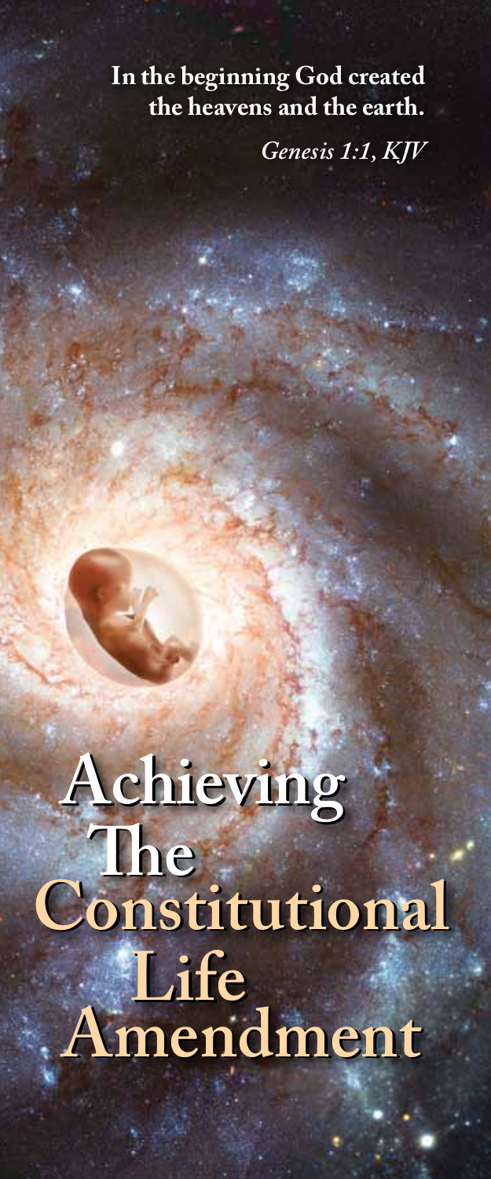**In the beginning God created the heavens and the earth.**

*Genesis 1:1, KJV*

# Achieving The Constitutional Life Amendment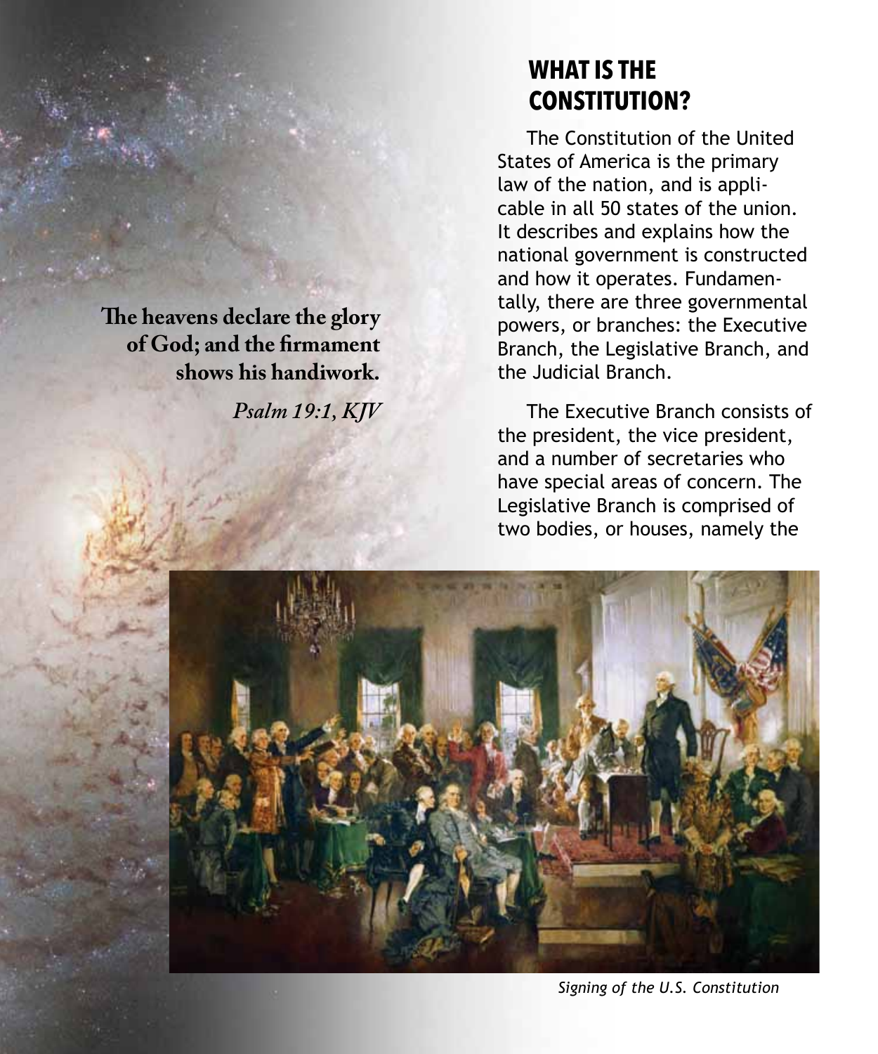> **The heavens declare the glory of God; and the firmament shows his handiwork.**
>
> *Psalm 19:1, KJV*

## WHAT IS THE CONSTITUTION?

The Constitution of the United States of America is the primary law of the nation, and is applicable in all 50 states of the union. It describes and explains how the national government is constructed and how it operates. Fundamentally, there are three governmental powers, or branches: the Executive Branch, the Legislative Branch, and the Judicial Branch.

The Executive Branch consists of the president, the vice president, and a number of secretaries who have special areas of concern. The Legislative Branch is comprised of two bodies, or houses, namely the

*Signing of the U.S. Constitution*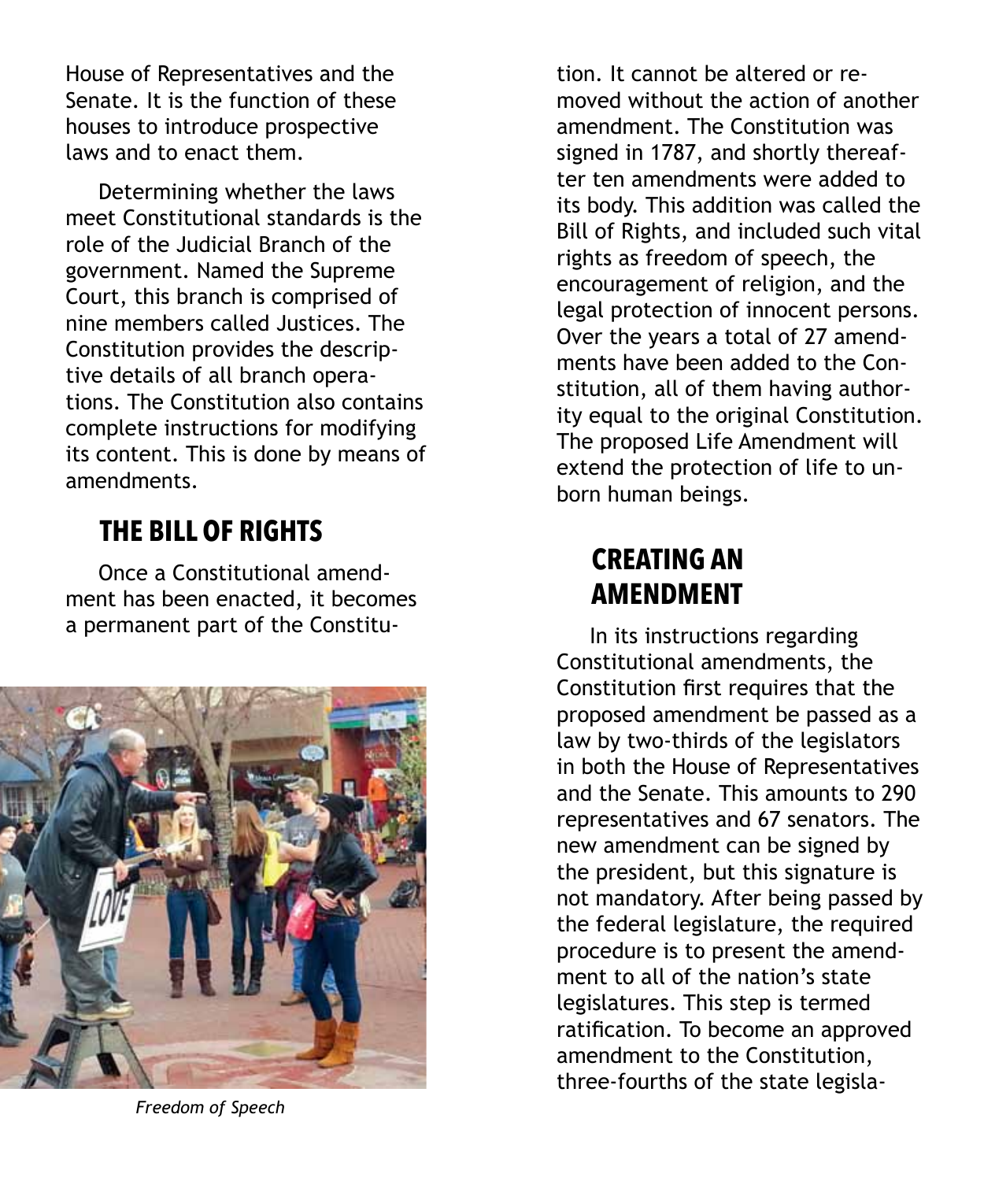House of Representatives and the Senate. It is the function of these houses to introduce prospective laws and to enact them.

Determining whether the laws meet Constitutional standards is the role of the Judicial Branch of the government. Named the Supreme Court, this branch is comprised of nine members called Justices. The Constitution provides the descriptive details of all branch operations. The Constitution also contains complete instructions for modifying its content. This is done by means of amendments.

## THE BILL OF RIGHTS

Once a Constitutional amendment has been enacted, it becomes a permanent part of the Constitution. It cannot be altered or removed without the action of another amendment. The Constitution was signed in 1787, and shortly thereafter ten amendments were added to its body. This addition was called the Bill of Rights, and included such vital rights as freedom of speech, the encouragement of religion, and the legal protection of innocent persons. Over the years a total of 27 amendments have been added to the Constitution, all of them having authority equal to the original Constitution. The proposed Life Amendment will extend the protection of life to unborn human beings.

*Freedom of Speech*

## CREATING AN AMENDMENT

In its instructions regarding Constitutional amendments, the Constitution first requires that the proposed amendment be passed as a law by two-thirds of the legislators in both the House of Representatives and the Senate. This amounts to 290 representatives and 67 senators. The new amendment can be signed by the president, but this signature is not mandatory. After being passed by the federal legislature, the required procedure is to present the amendment to all of the nation's state legislatures. This step is termed ratification. To become an approved amendment to the Constitution, three-fourths of the state legisla-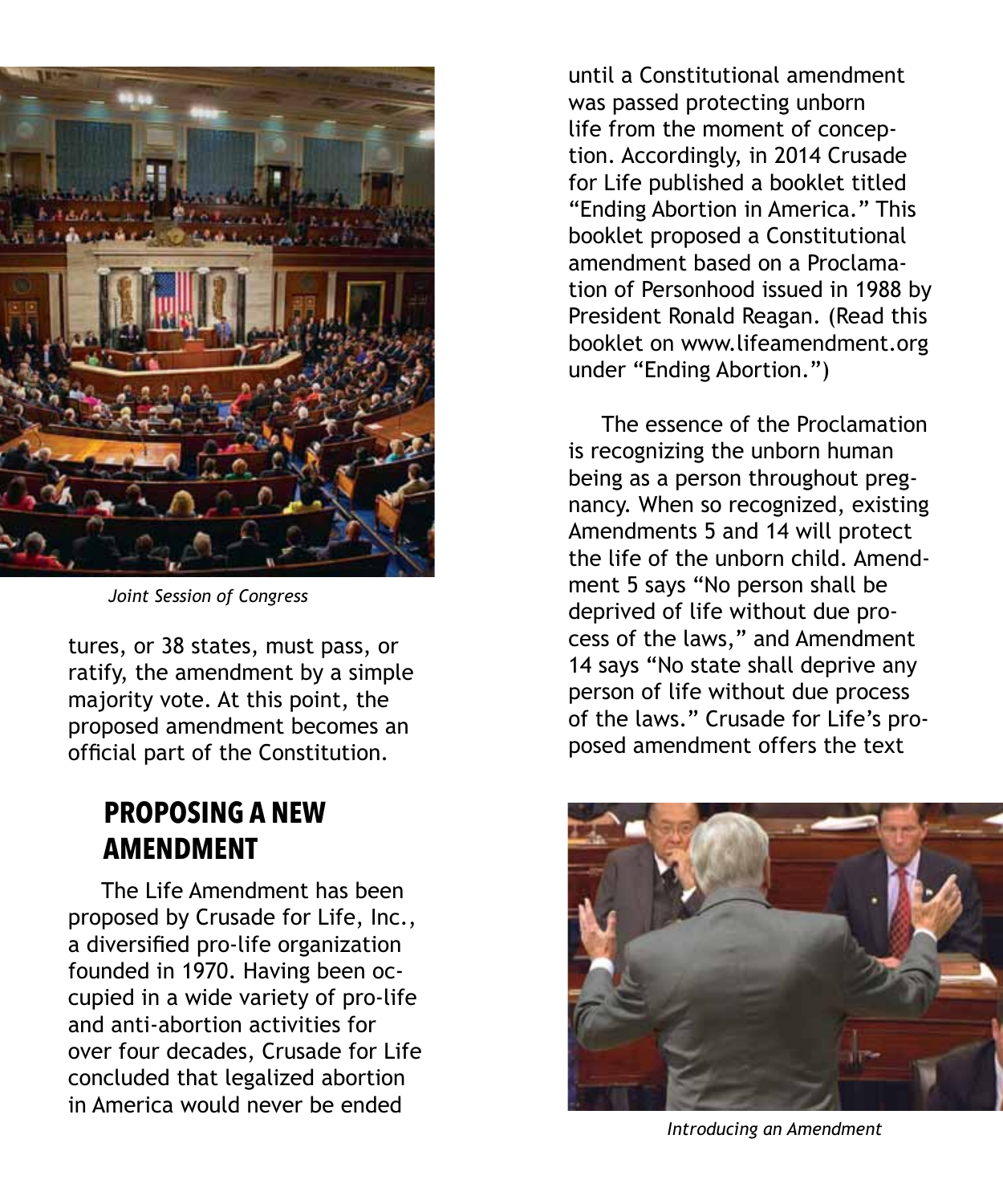*Joint Session of Congress*

tures, or 38 states, must pass, or ratify, the amendment by a simple majority vote. At this point, the proposed amendment becomes an official part of the Constitution.

## PROPOSING A NEW AMENDMENT

The Life Amendment has been proposed by Crusade for Life, Inc., a diversified pro-life organization founded in 1970. Having been occupied in a wide variety of pro-life and anti-abortion activities for over four decades, Crusade for Life concluded that legalized abortion in America would never be ended until a Constitutional amendment was passed protecting unborn life from the moment of conception. Accordingly, in 2014 Crusade for Life published a booklet titled "Ending Abortion in America." This booklet proposed a Constitutional amendment based on a Proclamation of Personhood issued in 1988 by President Ronald Reagan. (Read this booklet on www.lifeamendment.org under "Ending Abortion.")

The essence of the Proclamation is recognizing the unborn human being as a person throughout pregnancy. When so recognized, existing Amendments 5 and 14 will protect the life of the unborn child. Amendment 5 says "No person shall be deprived of life without due process of the laws," and Amendment 14 says "No state shall deprive any person of life without due process of the laws." Crusade for Life's proposed amendment offers the text

*Introducing an Amendment*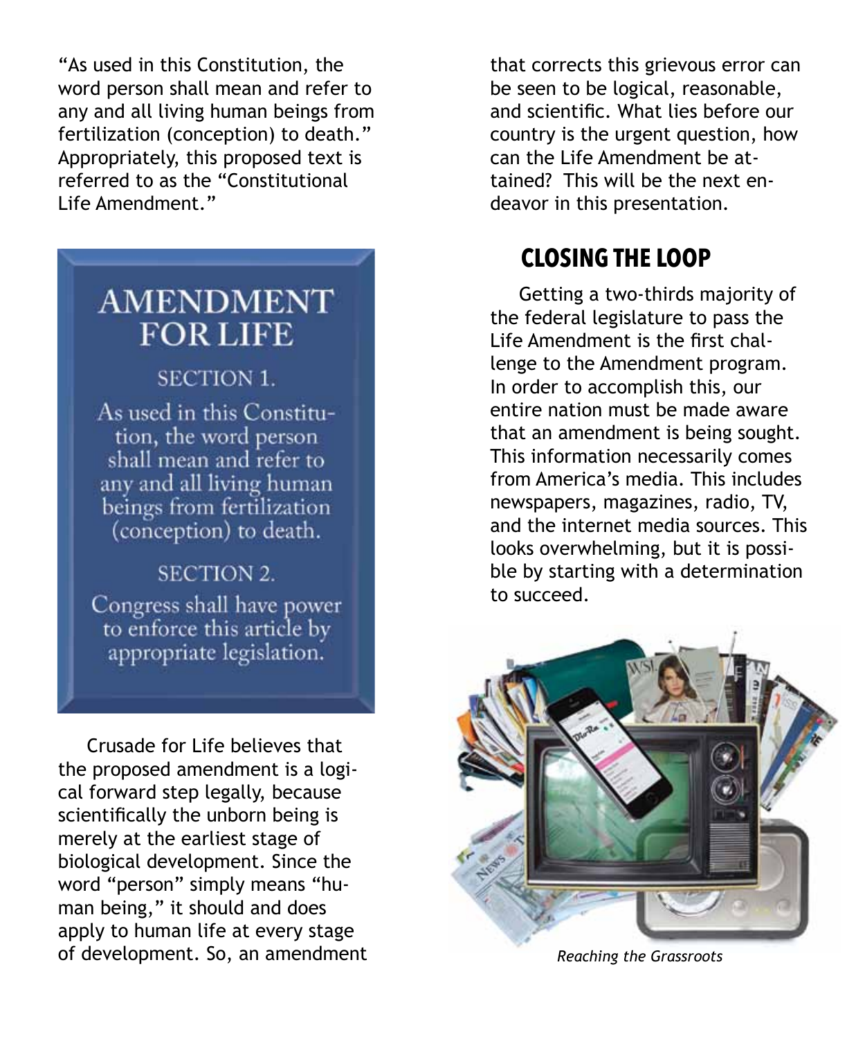"As used in this Constitution, the word person shall mean and refer to any and all living human beings from fertilization (conception) to death." Appropriately, this proposed text is referred to as the "Constitutional Life Amendment."

> **AMENDMENT FOR LIFE**
>
> SECTION 1.
>
> As used in this Constitution, the word person shall mean and refer to any and all living human beings from fertilization (conception) to death.
>
> SECTION 2.
>
> Congress shall have power to enforce this article by appropriate legislation.

Crusade for Life believes that the proposed amendment is a logical forward step legally, because scientifically the unborn being is merely at the earliest stage of biological development. Since the word "person" simply means "human being," it should and does apply to human life at every stage of development. So, an amendment that corrects this grievous error can be seen to be logical, reasonable, and scientific. What lies before our country is the urgent question, how can the Life Amendment be attained? This will be the next endeavor in this presentation.

## CLOSING THE LOOP

Getting a two-thirds majority of the federal legislature to pass the Life Amendment is the first challenge to the Amendment program. In order to accomplish this, our entire nation must be made aware that an amendment is being sought. This information necessarily comes from America's media. This includes newspapers, magazines, radio, TV, and the internet media sources. This looks overwhelming, but it is possible by starting with a determination to succeed.

*Reaching the Grassroots*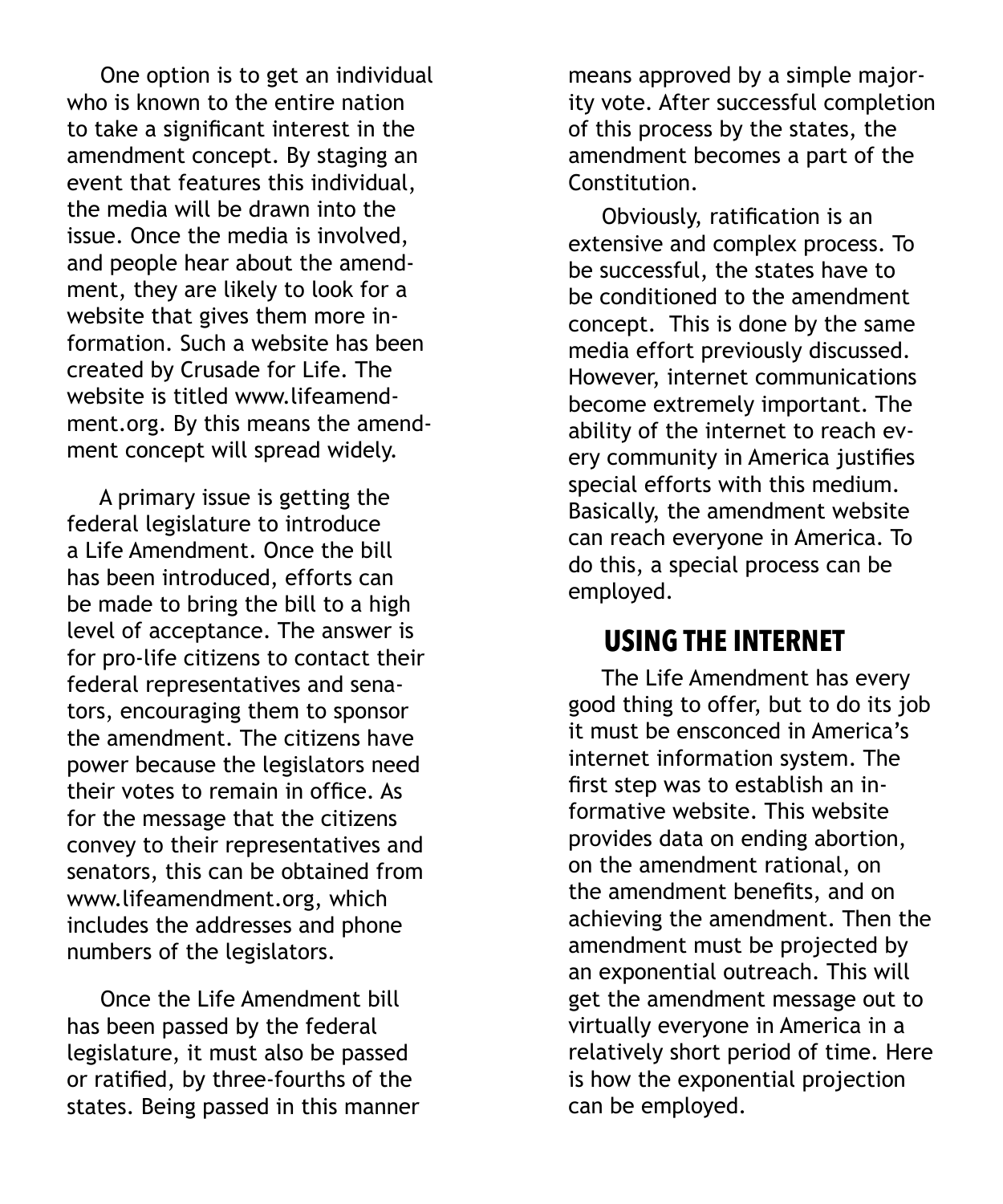One option is to get an individual who is known to the entire nation to take a significant interest in the amendment concept. By staging an event that features this individual, the media will be drawn into the issue. Once the media is involved, and people hear about the amendment, they are likely to look for a website that gives them more information. Such a website has been created by Crusade for Life. The website is titled www.lifeamendment.org. By this means the amendment concept will spread widely.

A primary issue is getting the federal legislature to introduce a Life Amendment. Once the bill has been introduced, efforts can be made to bring the bill to a high level of acceptance. The answer is for pro-life citizens to contact their federal representatives and senators, encouraging them to sponsor the amendment. The citizens have power because the legislators need their votes to remain in office. As for the message that the citizens convey to their representatives and senators, this can be obtained from www.lifeamendment.org, which includes the addresses and phone numbers of the legislators.

Once the Life Amendment bill has been passed by the federal legislature, it must also be passed or ratified, by three-fourths of the states. Being passed in this manner means approved by a simple majority vote. After successful completion of this process by the states, the amendment becomes a part of the Constitution.

Obviously, ratification is an extensive and complex process. To be successful, the states have to be conditioned to the amendment concept. This is done by the same media effort previously discussed. However, internet communications become extremely important. The ability of the internet to reach every community in America justifies special efforts with this medium. Basically, the amendment website can reach everyone in America. To do this, a special process can be employed.

## USING THE INTERNET

The Life Amendment has every good thing to offer, but to do its job it must be ensconced in America's internet information system. The first step was to establish an informative website. This website provides data on ending abortion, on the amendment rational, on the amendment benefits, and on achieving the amendment. Then the amendment must be projected by an exponential outreach. This will get the amendment message out to virtually everyone in America in a relatively short period of time. Here is how the exponential projection can be employed.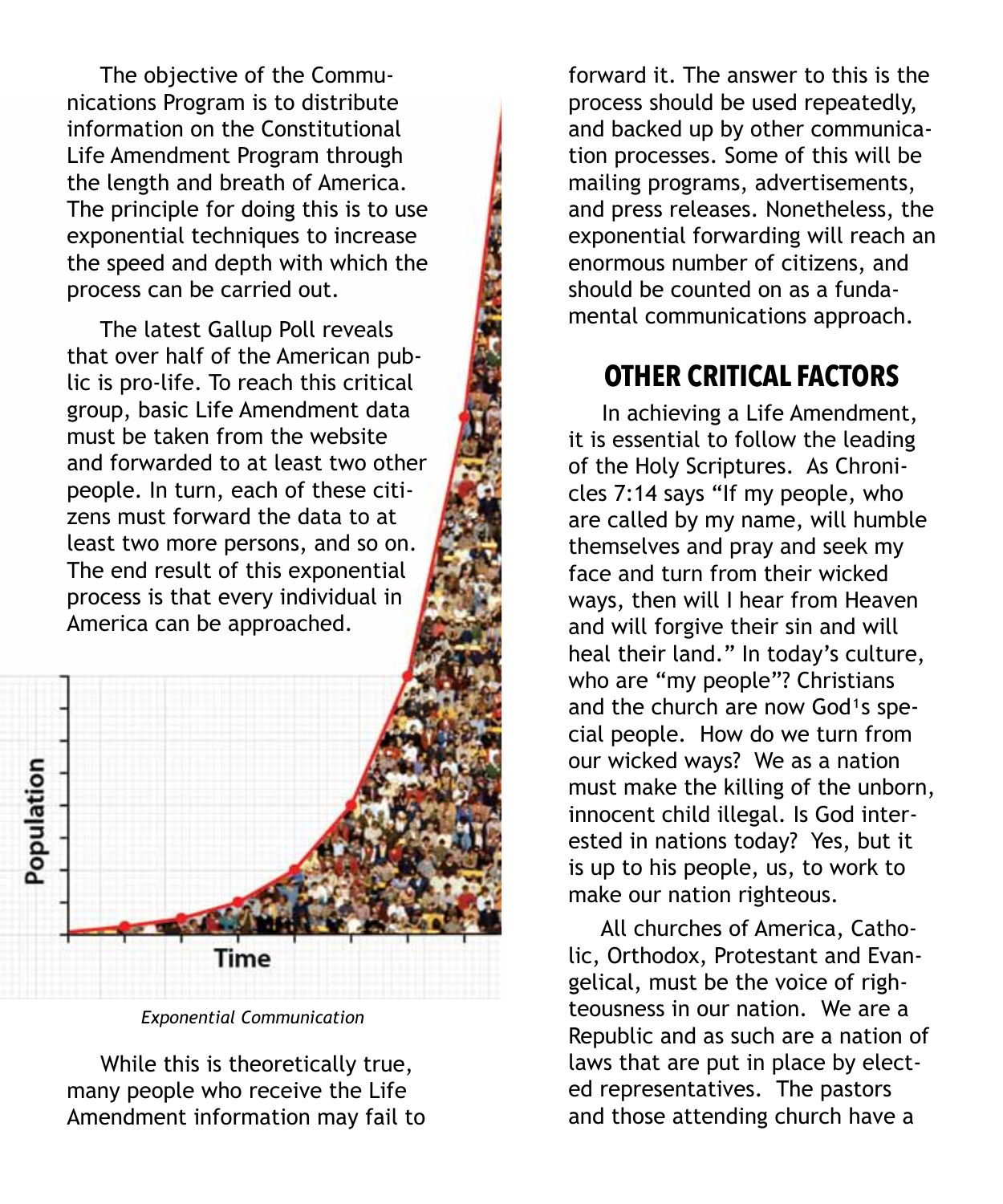The objective of the Communications Program is to distribute information on the Constitutional Life Amendment Program through the length and breath of America. The principle for doing this is to use exponential techniques to increase the speed and depth with which the process can be carried out.

The latest Gallup Poll reveals that over half of the American public is pro-life. To reach this critical group, basic Life Amendment data must be taken from the website and forwarded to at least two other people. In turn, each of these citizens must forward the data to at least two more persons, and so on. The end result of this exponential process is that every individual in America can be approached.

*Exponential Communication*

While this is theoretically true, many people who receive the Life Amendment information may fail to forward it. The answer to this is the process should be used repeatedly, and backed up by other communication processes. Some of this will be mailing programs, advertisements, and press releases. Nonetheless, the exponential forwarding will reach an enormous number of citizens, and should be counted on as a fundamental communications approach.

## OTHER CRITICAL FACTORS

In achieving a Life Amendment, it is essential to follow the leading of the Holy Scriptures. As Chronicles 7:14 says "If my people, who are called by my name, will humble themselves and pray and seek my face and turn from their wicked ways, then will I hear from Heaven and will forgive their sin and will heal their land." In today's culture, who are "my people"? Christians and the church are now God[1]s special people. How do we turn from our wicked ways? We as a nation must make the killing of the unborn, innocent child illegal. Is God interested in nations today? Yes, but it is up to his people, us, to work to make our nation righteous.

All churches of America, Catholic, Orthodox, Protestant and Evangelical, must be the voice of righteousness in our nation. We are a Republic and as such are a nation of laws that are put in place by elected representatives. The pastors and those attending church have a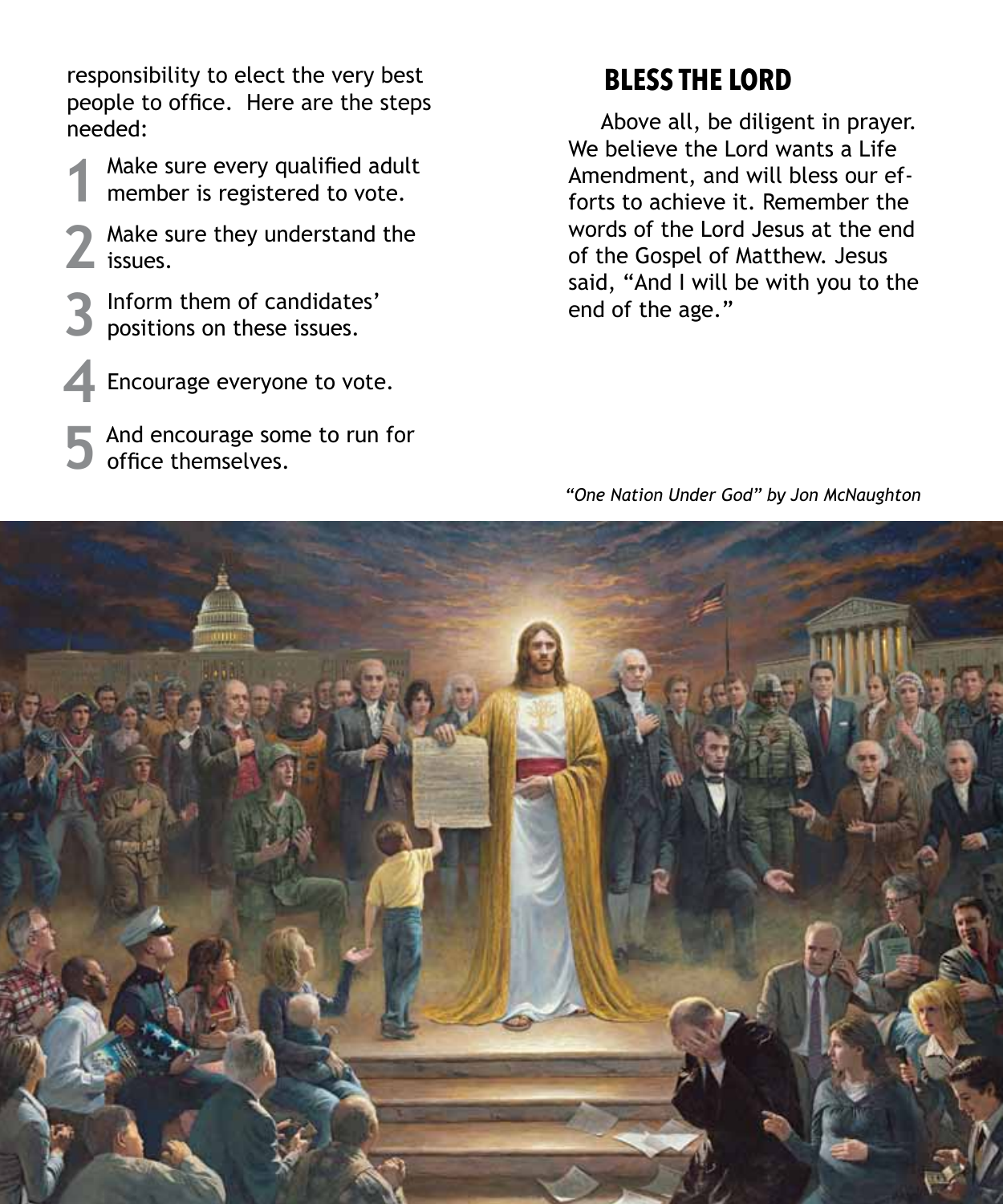responsibility to elect the very best people to office. Here are the steps needed:

1. Make sure every qualified adult member is registered to vote.
2. Make sure they understand the issues.
3. Inform them of candidates' positions on these issues.
4. Encourage everyone to vote.
5. And encourage some to run for office themselves.

## BLESS THE LORD

Above all, be diligent in prayer. We believe the Lord wants a Life Amendment, and will bless our efforts to achieve it. Remember the words of the Lord Jesus at the end of the Gospel of Matthew. Jesus said, "And I will be with you to the end of the age."

*"One Nation Under God" by Jon McNaughton*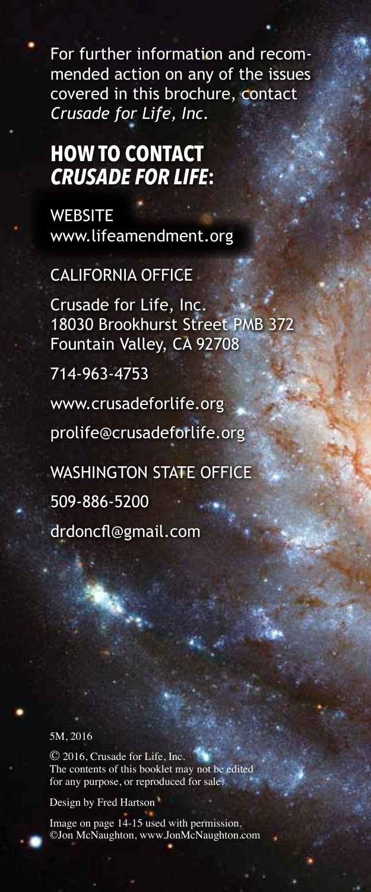For further information and recommended action on any of the issues covered in this brochure, contact *Crusade for Life, Inc.*

## HOW TO CONTACT *CRUSADE FOR LIFE*:

WEBSITE
www.lifeamendment.org

CALIFORNIA OFFICE

Crusade for Life, Inc.
18030 Brookhurst Street PMB 372
Fountain Valley, CA 92708

714-963-4753

www.crusadeforlife.org

prolife@crusadeforlife.org

WASHINGTON STATE OFFICE

509-886-5200

drdoncfl@gmail.com

5M, 2016

© 2016, Crusade for Life, Inc.
The contents of this booklet may not be edited for any purpose, or reproduced for sale.

Design by Fred Hartson

Image on page 14-15 used with permission.
©Jon McNaughton, www.JonMcNaughton.com